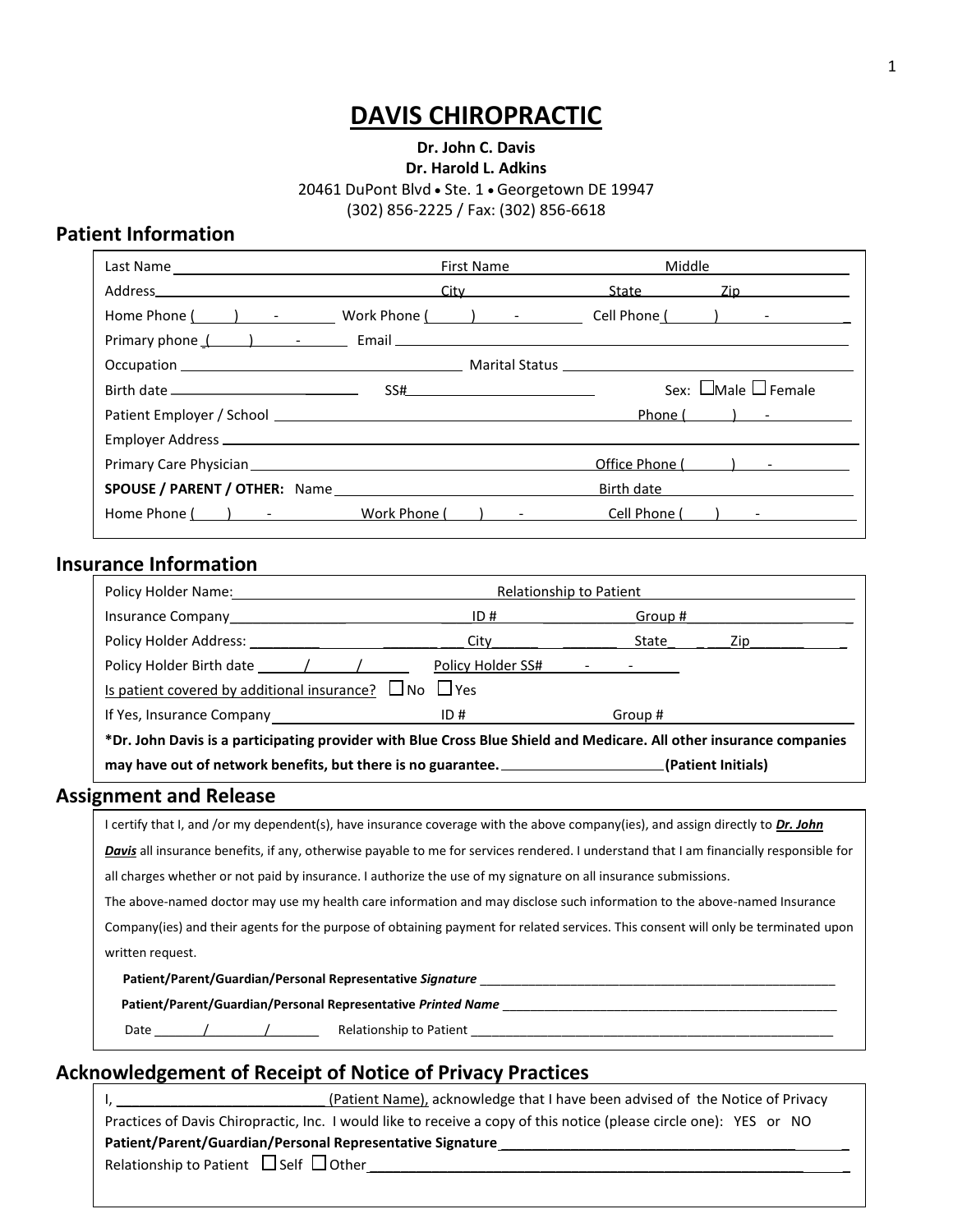# DAVIS CHIROPRACTIC

**Dr. John C. Davis**
**Dr. Harold L. Adkins**
20461 DuPont Blvd • Ste. 1 • Georgetown DE 19947
(302) 856-2225 / Fax: (302) 856-6618

## Patient Information

Last Name ______________________ First Name ______________ Middle ______________

Address ______________________ City ______________ State ________ Zip ________

Home Phone ( ) - Work Phone ( ) - Cell Phone ( ) -

Primary phone ( ) - Email ______________________

Occupation ______________________ Marital Status ______________________

Birth date ______________ SS# ______________ Sex: ☐ Male ☐ Female

Patient Employer / School ______________________ Phone ( ) -

Employer Address ______________________

Primary Care Physician ______________________ Office Phone ( ) -

**SPOUSE / PARENT / OTHER:** Name ______________________ Birth date ______________

Home Phone ( ) - Work Phone ( ) - Cell Phone ( ) -

## Insurance Information

Policy Holder Name: ______________________ Relationship to Patient ______________

Insurance Company ______________ ID # ______________ Group # ______________

Policy Holder Address: ______________ City ______ State ______ Zip ______

Policy Holder Birth date / / Policy Holder SS# - -

Is patient covered by additional insurance? ☐ No ☐ Yes

If Yes, Insurance Company ______________ ID # ______________ Group # ______________

**\*Dr. John Davis is a participating provider with Blue Cross Blue Shield and Medicare. All other insurance companies may have out of network benefits, but there is no guarantee.** ______________ **(Patient Initials)**

## Assignment and Release

I certify that I, and /or my dependent(s), have insurance coverage with the above company(ies), and assign directly to ***Dr. John Davis*** all insurance benefits, if any, otherwise payable to me for services rendered. I understand that I am financially responsible for all charges whether or not paid by insurance. I authorize the use of my signature on all insurance submissions.

The above-named doctor may use my health care information and may disclose such information to the above-named Insurance Company(ies) and their agents for the purpose of obtaining payment for related services. This consent will only be terminated upon written request.

**Patient/Parent/Guardian/Personal Representative *Signature*** ______________________

**Patient/Parent/Guardian/Personal Representative *Printed Name*** ______________________

Date / / Relationship to Patient ______________________

## Acknowledgement of Receipt of Notice of Privacy Practices

I, ______________________ (Patient Name), acknowledge that I have been advised of the Notice of Privacy Practices of Davis Chiropractic, Inc. I would like to receive a copy of this notice (please circle one): YES or NO

**Patient/Parent/Guardian/Personal Representative Signature** ______________________

Relationship to Patient ☐ Self ☐ Other ______________________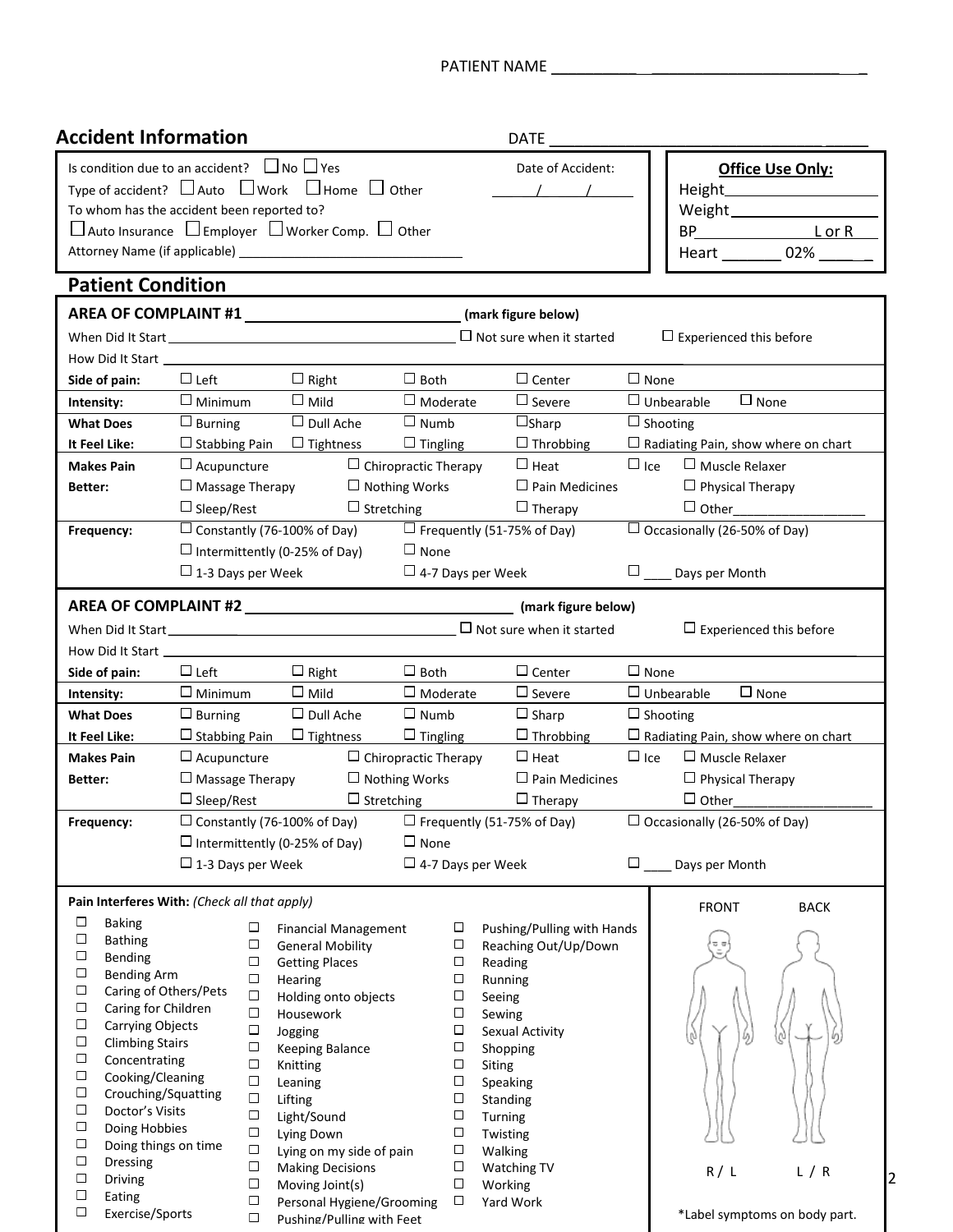PATIENT NAME ___________________________________

## Accident Information

DATE ___________________________________

Is condition due to an accident? ☐ No ☐ Yes

Type of accident? ☐ Auto ☐ Work ☐ Home ☐ Other

To whom has the accident been reported to?

☐ Auto Insurance ☐ Employer ☐ Worker Comp. ☐ Other

Attorney Name (if applicable) ________________________________

Date of Accident: ______/______/______

**Office Use Only:**

Height__________________

Weight__________________

BP______________ L or R

Heart _______ 02% _____

## Patient Condition

**AREA OF COMPLAINT #1** ___________________________ **(mark figure below)**

When Did It Start ________________________________________ ☐ Not sure when it started ☐ Experienced this before

How Did It Start ________________________________________

| | | | | | |
|---|---|---|---|---|---|
| **Side of pain:** | ☐ Left | ☐ Right | ☐ Both | ☐ Center | ☐ None |
| **Intensity:** | ☐ Minimum | ☐ Mild | ☐ Moderate | ☐ Severe | ☐ Unbearable ☐ None |
| **What Does** | ☐ Burning | ☐ Dull Ache | ☐ Numb | ☐ Sharp | ☐ Shooting |
| **It Feel Like:** | ☐ Stabbing Pain | ☐ Tightness | ☐ Tingling | ☐ Throbbing | ☐ Radiating Pain, show where on chart |
| **Makes Pain** | ☐ Acupuncture | ☐ Chiropractic Therapy | ☐ Heat | ☐ Ice | ☐ Muscle Relaxer |
| **Better:** | ☐ Massage Therapy | ☐ Nothing Works | ☐ Pain Medicines | | ☐ Physical Therapy |
| | ☐ Sleep/Rest | ☐ Stretching | ☐ Therapy | | ☐ Other__________________ |
| **Frequency:** | ☐ Constantly (76-100% of Day) | ☐ Frequently (51-75% of Day) | | ☐ Occasionally (26-50% of Day) | |
| | ☐ Intermittently (0-25% of Day) | ☐ None | | | |
| | ☐ 1-3 Days per Week | ☐ 4-7 Days per Week | | ☐ ____ Days per Month | |

**AREA OF COMPLAINT #2** ___________________________ **(mark figure below)**

When Did It Start ________________________________________ ☐ Not sure when it started ☐ Experienced this before

How Did It Start ________________________________________

| | | | | | |
|---|---|---|---|---|---|
| **Side of pain:** | ☐ Left | ☐ Right | ☐ Both | ☐ Center | ☐ None |
| **Intensity:** | ☐ Minimum | ☐ Mild | ☐ Moderate | ☐ Severe | ☐ Unbearable ☐ None |
| **What Does** | ☐ Burning | ☐ Dull Ache | ☐ Numb | ☐ Sharp | ☐ Shooting |
| **It Feel Like:** | ☐ Stabbing Pain | ☐ Tightness | ☐ Tingling | ☐ Throbbing | ☐ Radiating Pain, show where on chart |
| **Makes Pain** | ☐ Acupuncture | ☐ Chiropractic Therapy | ☐ Heat | ☐ Ice | ☐ Muscle Relaxer |
| **Better:** | ☐ Massage Therapy | ☐ Nothing Works | ☐ Pain Medicines | | ☐ Physical Therapy |
| | ☐ Sleep/Rest | ☐ Stretching | ☐ Therapy | | ☐ Other__________________ |
| **Frequency:** | ☐ Constantly (76-100% of Day) | ☐ Frequently (51-75% of Day) | | ☐ Occasionally (26-50% of Day) | |
| | ☐ Intermittently (0-25% of Day) | ☐ None | | | |
| | ☐ 1-3 Days per Week | ☐ 4-7 Days per Week | | ☐ ____ Days per Month | |

**Pain Interferes With:** *(Check all that apply)*

| | | |
|---|---|---|
| ☐ Baking | ☐ Financial Management | ☐ Pushing/Pulling with Hands |
| ☐ Bathing | ☐ General Mobility | ☐ Reaching Out/Up/Down |
| ☐ Bending | ☐ Getting Places | ☐ Reading |
| ☐ Bending Arm | ☐ Hearing | ☐ Running |
| ☐ Caring of Others/Pets | ☐ Holding onto objects | ☐ Seeing |
| ☐ Caring for Children | ☐ Housework | ☐ Sewing |
| ☐ Carrying Objects | ☐ Jogging | ☐ Sexual Activity |
| ☐ Climbing Stairs | ☐ Keeping Balance | ☐ Shopping |
| ☐ Concentrating | ☐ Knitting | ☐ Siting |
| ☐ Cooking/Cleaning | ☐ Leaning | ☐ Speaking |
| ☐ Crouching/Squatting | ☐ Lifting | ☐ Standing |
| ☐ Doctor's Visits | ☐ Light/Sound | ☐ Turning |
| ☐ Doing Hobbies | ☐ Lying Down | ☐ Twisting |
| ☐ Doing things on time | ☐ Lying on my side of pain | ☐ Walking |
| ☐ Dressing | ☐ Making Decisions | ☐ Watching TV |
| ☐ Driving | ☐ Moving Joint(s) | ☐ Working |
| ☐ Eating | ☐ Personal Hygiene/Grooming | ☐ Yard Work |
| ☐ Exercise/Sports | ☐ Pushing/Pulling with Feet | |

FRONT BACK

R / L L / R

*Label symptoms on body part.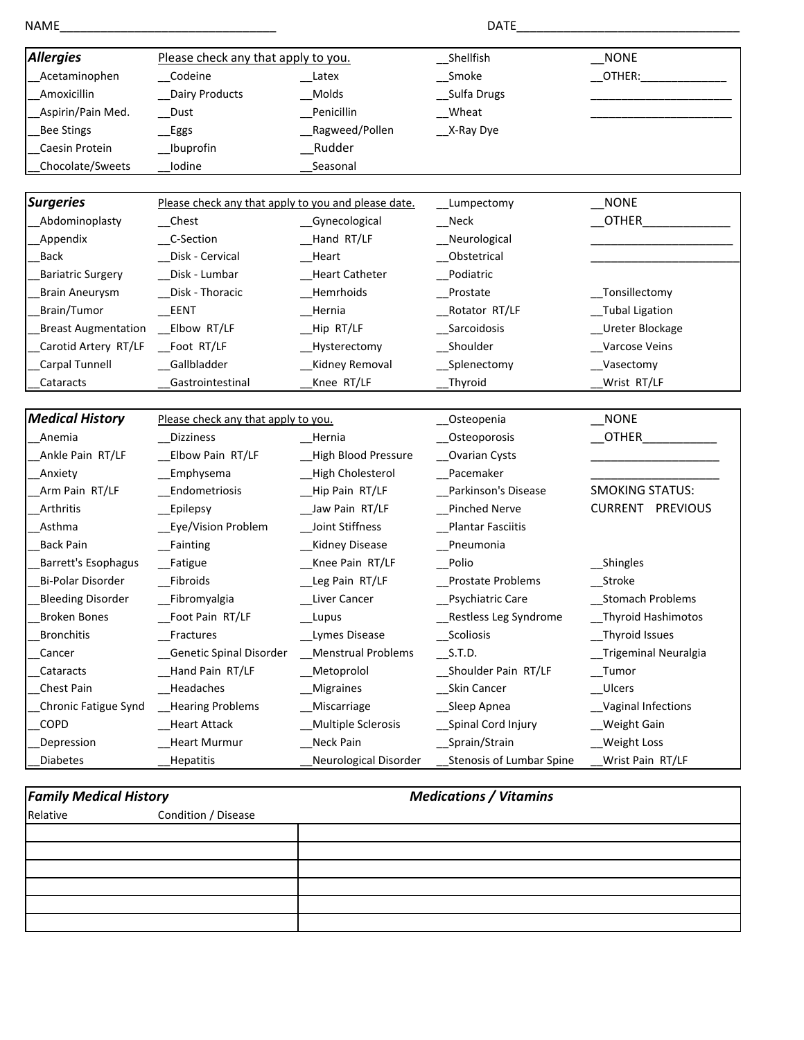NAME_______________________________ DATE_________________________________

| ***Allergies*** | Please check any that apply to you. | | __Shellfish | __NONE |
|---|---|---|---|---|
| __Acetaminophen | __Codeine | __Latex | __Smoke | __OTHER:_____________ |
| __Amoxicillin | __Dairy Products | __Molds | __Sulfa Drugs | ______________________ |
| __Aspirin/Pain Med. | __Dust | __Penicillin | __Wheat | ______________________ |
| __Bee Stings | __Eggs | __Ragweed/Pollen | __X-Ray Dye | |
| __Caesin Protein | __Ibuprofin | __Rudder | | |
| __Chocolate/Sweets | __Iodine | __Seasonal | | |

| ***Surgeries*** | Please check any that apply to you and please date. | | __Lumpectomy | __NONE |
|---|---|---|---|---|
| __Abdominoplasty | __Chest | __Gynecological | __Neck | __OTHER_____________ |
| __Appendix | __C-Section | __Hand RT/LF | __Neurological | ______________________ |
| __Back | __Disk - Cervical | __Heart | __Obstetrical | ______________________ |
| __Bariatric Surgery | __Disk - Lumbar | __Heart Catheter | __Podiatric | |
| __Brain Aneurysm | __Disk - Thoracic | __Hemrhoids | __Prostate | __Tonsillectomy |
| __Brain/Tumor | __EENT | __Hernia | __Rotator RT/LF | __Tubal Ligation |
| __Breast Augmentation | __Elbow RT/LF | __Hip RT/LF | __Sarcoidosis | __Ureter Blockage |
| __Carotid Artery RT/LF | __Foot RT/LF | __Hysterectomy | __Shoulder | __Varcose Veins |
| __Carpal Tunnell | __Gallbladder | __Kidney Removal | __Splenectomy | __Vasectomy |
| __Cataracts | __Gastrointestinal | __Knee RT/LF | __Thyroid | __Wrist RT/LF |

| ***Medical History*** | Please check any that apply to you. | | __Osteopenia | __NONE |
|---|---|---|---|---|
| __Anemia | __Dizziness | __Hernia | __Osteoporosis | __OTHER___________ |
| __Ankle Pain RT/LF | __Elbow Pain RT/LF | __High Blood Pressure | __Ovarian Cysts | ___________________ |
| __Anxiety | __Emphysema | __High Cholesterol | __Pacemaker | ___________________ |
| __Arm Pain RT/LF | __Endometriosis | __Hip Pain RT/LF | __Parkinson's Disease | SMOKING STATUS: |
| __Arthritis | __Epilepsy | __Jaw Pain RT/LF | __Pinched Nerve | CURRENT PREVIOUS |
| __Asthma | __Eye/Vision Problem | __Joint Stiffness | __Plantar Fasciitis | |
| __Back Pain | __Fainting | __Kidney Disease | __Pneumonia | |
| __Barrett's Esophagus | __Fatigue | __Knee Pain RT/LF | __Polio | __Shingles |
| __Bi-Polar Disorder | __Fibroids | __Leg Pain RT/LF | __Prostate Problems | __Stroke |
| __Bleeding Disorder | __Fibromyalgia | __Liver Cancer | __Psychiatric Care | __Stomach Problems |
| __Broken Bones | __Foot Pain RT/LF | __Lupus | __Restless Leg Syndrome | __Thyroid Hashimotos |
| __Bronchitis | __Fractures | __Lymes Disease | __Scoliosis | __Thyroid Issues |
| __Cancer | __Genetic Spinal Disorder | __Menstrual Problems | __S.T.D. | __Trigeminal Neuralgia |
| __Cataracts | __Hand Pain RT/LF | __Metoprolol | __Shoulder Pain RT/LF | __Tumor |
| __Chest Pain | __Headaches | __Migraines | __Skin Cancer | __Ulcers |
| __Chronic Fatigue Synd | __Hearing Problems | __Miscarriage | __Sleep Apnea | __Vaginal Infections |
| __COPD | __Heart Attack | __Multiple Sclerosis | __Spinal Cord Injury | __Weight Gain |
| __Depression | __Heart Murmur | __Neck Pain | __Sprain/Strain | __Weight Loss |
| __Diabetes | __Hepatitis | __Neurological Disorder | __Stenosis of Lumbar Spine | __Wrist Pain RT/LF |

| ***Family Medical History*** | | ***Medications / Vitamins*** |
|---|---|---|
| Relative | Condition / Disease | |
| | | |
| | | |
| | | |
| | | |
| | | |
| | | |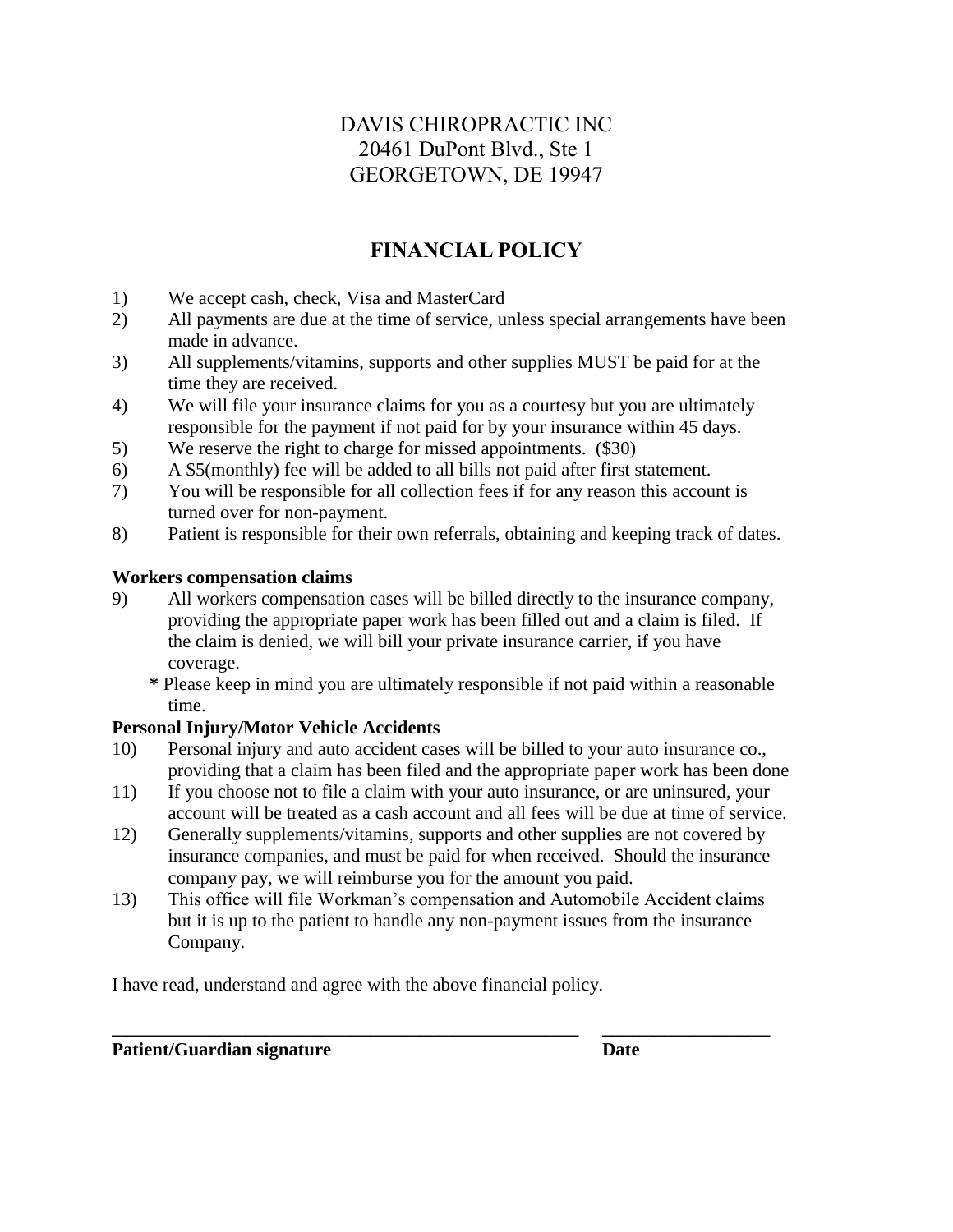DAVIS CHIROPRACTIC INC
20461 DuPont Blvd., Ste 1
GEORGETOWN, DE 19947

# FINANCIAL POLICY

1) We accept cash, check, Visa and MasterCard
2) All payments are due at the time of service, unless special arrangements have been made in advance.
3) All supplements/vitamins, supports and other supplies MUST be paid for at the time they are received.
4) We will file your insurance claims for you as a courtesy but you are ultimately responsible for the payment if not paid for by your insurance within 45 days.
5) We reserve the right to charge for missed appointments. ($30)
6) A $5(monthly) fee will be added to all bills not paid after first statement.
7) You will be responsible for all collection fees if for any reason this account is turned over for non-payment.
8) Patient is responsible for their own referrals, obtaining and keeping track of dates.

**Workers compensation claims**

9) All workers compensation cases will be billed directly to the insurance company, providing the appropriate paper work has been filled out and a claim is filed. If the claim is denied, we will bill your private insurance carrier, if you have coverage.
   **\*** Please keep in mind you are ultimately responsible if not paid within a reasonable time.

**Personal Injury/Motor Vehicle Accidents**

10) Personal injury and auto accident cases will be billed to your auto insurance co., providing that a claim has been filed and the appropriate paper work has been done
11) If you choose not to file a claim with your auto insurance, or are uninsured, your account will be treated as a cash account and all fees will be due at time of service.
12) Generally supplements/vitamins, supports and other supplies are not covered by insurance companies, and must be paid for when received. Should the insurance company pay, we will reimburse you for the amount you paid.
13) This office will file Workman's compensation and Automobile Accident claims but it is up to the patient to handle any non-payment issues from the insurance Company.

I have read, understand and agree with the above financial policy.

\_\_\_\_\_\_\_\_\_\_\_\_\_\_\_\_\_\_\_\_\_\_\_\_\_\_\_\_\_\_\_\_\_\_\_\_\_\_\_\_\_\_\_\_\_\_\_\_ \_\_\_\_\_\_\_\_\_\_\_\_\_\_\_\_\_\_
**Patient/Guardian signature** **Date**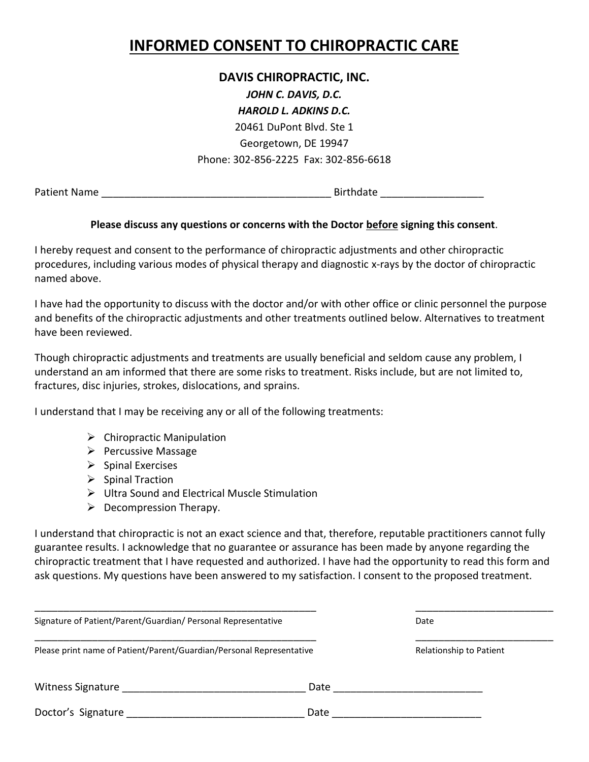# INFORMED CONSENT TO CHIROPRACTIC CARE

**DAVIS CHIROPRACTIC, INC.**

***JOHN C. DAVIS, D.C.***

***HAROLD L. ADKINS D.C.***

20461 DuPont Blvd. Ste 1

Georgetown, DE 19947

Phone: 302-856-2225 Fax: 302-856-6618

Patient Name _______________________________________ Birthdate _________________

**Please discuss any questions or concerns with the Doctor before signing this consent**.

I hereby request and consent to the performance of chiropractic adjustments and other chiropractic procedures, including various modes of physical therapy and diagnostic x-rays by the doctor of chiropractic named above.

I have had the opportunity to discuss with the doctor and/or with other office or clinic personnel the purpose and benefits of the chiropractic adjustments and other treatments outlined below. Alternatives to treatment have been reviewed.

Though chiropractic adjustments and treatments are usually beneficial and seldom cause any problem, I understand an am informed that there are some risks to treatment. Risks include, but are not limited to, fractures, disc injuries, strokes, dislocations, and sprains.

I understand that I may be receiving any or all of the following treatments:

- Chiropractic Manipulation
- Percussive Massage
- Spinal Exercises
- Spinal Traction
- Ultra Sound and Electrical Muscle Stimulation
- Decompression Therapy.

I understand that chiropractic is not an exact science and that, therefore, reputable practitioners cannot fully guarantee results. I acknowledge that no guarantee or assurance has been made by anyone regarding the chiropractic treatment that I have requested and authorized. I have had the opportunity to read this form and ask questions. My questions have been answered to my satisfaction. I consent to the proposed treatment.

_____________________________________________________ _________________________

Signature of Patient/Parent/Guardian/ Personal Representative Date

_____________________________________________________ _________________________

Please print name of Patient/Parent/Guardian/Personal Representative Relationship to Patient

Witness Signature ________________________________ Date __________________________

Doctor's Signature _______________________________ Date __________________________